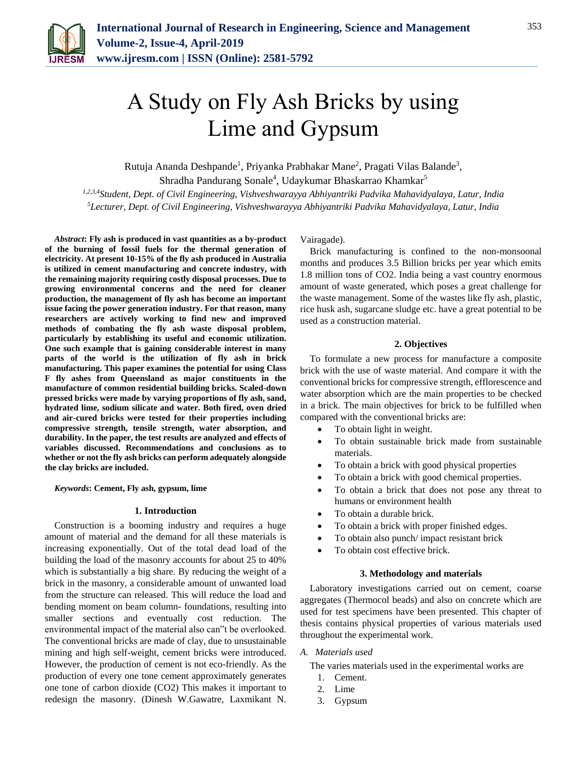# A Study on Fly Ash Bricks by using Lime and Gypsum

Rutuja Ananda Deshpande[1], Priyanka Prabhakar Mane[2], Pragati Vilas Balande[3], Shradha Pandurang Sonale[4], Udaykumar Bhaskarrao Khamkar[5]

[1,2,3,4]*Student, Dept. of Civil Engineering, Vishveshwarayya Abhiyantriki Padvika Mahavidyalaya, Latur, India*
[5]*Lecturer, Dept. of Civil Engineering, Vishveshwarayya Abhiyantriki Padvika Mahavidyalaya, Latur, India*

***Abstract*: Fly ash is produced in vast quantities as a by-product of the burning of fossil fuels for the thermal generation of electricity. At present 10-15% of the fly ash produced in Australia is utilized in cement manufacturing and concrete industry, with the remaining majority requiring costly disposal processes. Due to growing environmental concerns and the need for cleaner production, the management of fly ash has become an important issue facing the power generation industry. For that reason, many researchers are actively working to find new and improved methods of combating the fly ash waste disposal problem, particularly by establishing its useful and economic utilization. One such example that is gaining considerable interest in many parts of the world is the utilization of fly ash in brick manufacturing. This paper examines the potential for using Class F fly ashes from Queensland as major constituents in the manufacture of common residential building bricks. Scaled-down pressed bricks were made by varying proportions of fly ash, sand, hydrated lime, sodium silicate and water. Both fired, oven dried and air-cured bricks were tested for their properties including compressive strength, tensile strength, water absorption, and durability. In the paper, the test results are analyzed and effects of variables discussed. Recommendations and conclusions as to whether or not the fly ash bricks can perform adequately alongside the clay bricks are included.**

***Keywords*: Cement, Fly ash, gypsum, lime**

## 1. Introduction

Construction is a booming industry and requires a huge amount of material and the demand for all these materials is increasing exponentially. Out of the total dead load of the building the load of the masonry accounts for about 25 to 40% which is substantially a big share. By reducing the weight of a brick in the masonry, a considerable amount of unwanted load from the structure can released. This will reduce the load and bending moment on beam column- foundations, resulting into smaller sections and eventually cost reduction. The environmental impact of the material also can"t be overlooked. The conventional bricks are made of clay, due to unsustainable mining and high self-weight, cement bricks were introduced. However, the production of cement is not eco-friendly. As the production of every one tone cement approximately generates one tone of carbon dioxide ($CO_2$) This makes it important to redesign the masonry. (Dinesh W.Gawatre, Laxmikant N. Vairagade).

Brick manufacturing is confined to the non-monsoonal months and produces 3.5 Billion bricks per year which emits 1.8 million tons of $CO_2$. India being a vast country enormous amount of waste generated, which poses a great challenge for the waste management. Some of the wastes like fly ash, plastic, rice husk ash, sugarcane sludge etc. have a great potential to be used as a construction material.

## 2. Objectives

To formulate a new process for manufacture a composite brick with the use of waste material. And compare it with the conventional bricks for compressive strength, efflorescence and water absorption which are the main properties to be checked in a brick. The main objectives for brick to be fulfilled when compared with the conventional bricks are:

- To obtain light in weight.
- To obtain sustainable brick made from sustainable materials.
- To obtain a brick with good physical properties
- To obtain a brick with good chemical properties.
- To obtain a brick that does not pose any threat to humans or environment health
- To obtain a durable brick.
- To obtain a brick with proper finished edges.
- To obtain also punch/ impact resistant brick
- To obtain cost effective brick.

## 3. Methodology and materials

Laboratory investigations carried out on cement, coarse aggregates (Thermocol beads) and also on concrete which are used for test specimens have been presented. This chapter of thesis contains physical properties of various materials used throughout the experimental work.

### *A. Materials used*

The varies materials used in the experimental works are

1. Cement.
2. Lime
3. Gypsum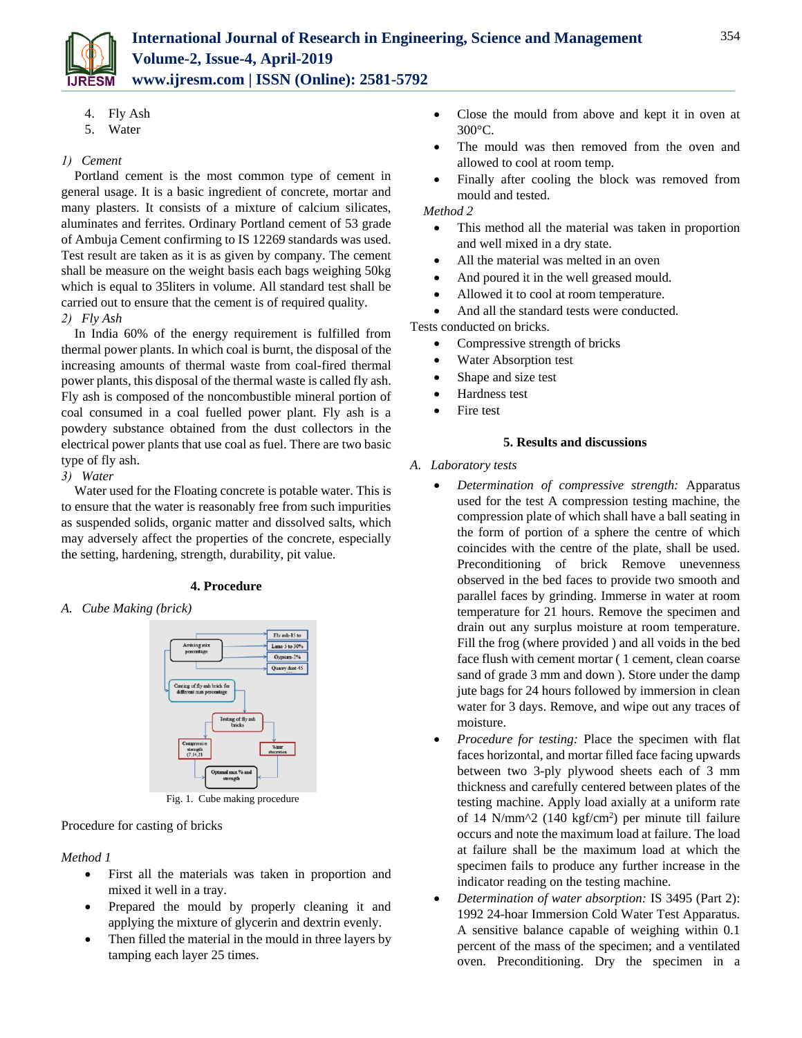4. Fly Ash
5. Water

*1) Cement*

Portland cement is the most common type of cement in general usage. It is a basic ingredient of concrete, mortar and many plasters. It consists of a mixture of calcium silicates, aluminates and ferrites. Ordinary Portland cement of 53 grade of Ambuja Cement confirming to IS 12269 standards was used. Test result are taken as it is as given by company. The cement shall be measure on the weight basis each bags weighing 50kg which is equal to 35liters in volume. All standard test shall be carried out to ensure that the cement is of required quality.

*2) Fly Ash*

In India 60% of the energy requirement is fulfilled from thermal power plants. In which coal is burnt, the disposal of the increasing amounts of thermal waste from coal-fired thermal power plants, this disposal of the thermal waste is called fly ash. Fly ash is composed of the noncombustible mineral portion of coal consumed in a coal fuelled power plant. Fly ash is a powdery substance obtained from the dust collectors in the electrical power plants that use coal as fuel. There are two basic type of fly ash.

*3) Water*

Water used for the Floating concrete is potable water. This is to ensure that the water is reasonably free from such impurities as suspended solids, organic matter and dissolved salts, which may adversely affect the properties of the concrete, especially the setting, hardening, strength, durability, pit value.

## 4. Procedure

### *A. Cube Making (brick)*

Fig. 1. Cube making procedure

Procedure for casting of bricks

*Method 1*

- First all the materials was taken in proportion and mixed it well in a tray.
- Prepared the mould by properly cleaning it and applying the mixture of glycerin and dextrin evenly.
- Then filled the material in the mould in three layers by tamping each layer 25 times.
- Close the mould from above and kept it in oven at 300°C.
- The mould was then removed from the oven and allowed to cool at room temp.
- Finally after cooling the block was removed from mould and tested.

*Method 2*

- This method all the material was taken in proportion and well mixed in a dry state.
- All the material was melted in an oven
- And poured it in the well greased mould.
- Allowed it to cool at room temperature.
- And all the standard tests were conducted.

Tests conducted on bricks.

- Compressive strength of bricks
- Water Absorption test
- Shape and size test
- Hardness test
- Fire test

## 5. Results and discussions

### *A. Laboratory tests*

- *Determination of compressive strength:* Apparatus used for the test A compression testing machine, the compression plate of which shall have a ball seating in the form of portion of a sphere the centre of which coincides with the centre of the plate, shall be used. Preconditioning of brick Remove unevenness observed in the bed faces to provide two smooth and parallel faces by grinding. Immerse in water at room temperature for 21 hours. Remove the specimen and drain out any surplus moisture at room temperature. Fill the frog (where provided ) and all voids in the bed face flush with cement mortar ( 1 cement, clean coarse sand of grade 3 mm and down ). Store under the damp jute bags for 24 hours followed by immersion in clean water for 3 days. Remove, and wipe out any traces of moisture.
- *Procedure for testing:* Place the specimen with flat faces horizontal, and mortar filled face facing upwards between two 3-ply plywood sheets each of 3 mm thickness and carefully centered between plates of the testing machine. Apply load axially at a uniform rate of 14 N/mm^2 (140 kgf/cm$^2$) per minute till failure occurs and note the maximum load at failure. The load at failure shall be the maximum load at which the specimen fails to produce any further increase in the indicator reading on the testing machine.
- *Determination of water absorption:* IS 3495 (Part 2): 1992 24-hoar Immersion Cold Water Test Apparatus. A sensitive balance capable of weighing within 0.1 percent of the mass of the specimen; and a ventilated oven. Preconditioning. Dry the specimen in a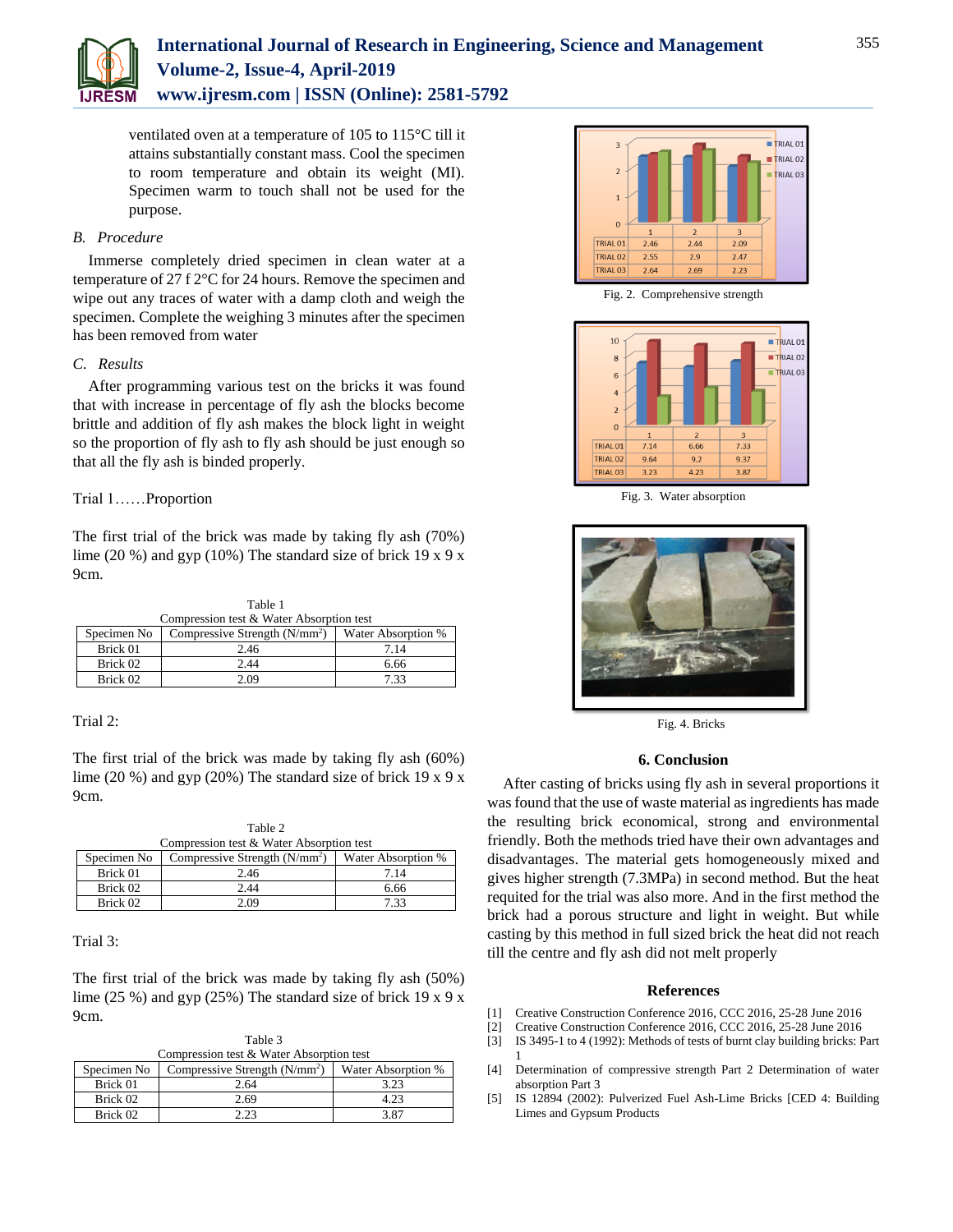ventilated oven at a temperature of 105 to 115°C till it attains substantially constant mass. Cool the specimen to room temperature and obtain its weight (MI). Specimen warm to touch shall not be used for the purpose.

### *B. Procedure*

Immerse completely dried specimen in clean water at a temperature of 27 f 2°C for 24 hours. Remove the specimen and wipe out any traces of water with a damp cloth and weigh the specimen. Complete the weighing 3 minutes after the specimen has been removed from water

### *C. Results*

After programming various test on the bricks it was found that with increase in percentage of fly ash the blocks become brittle and addition of fly ash makes the block light in weight so the proportion of fly ash to fly ash should be just enough so that all the fly ash is binded properly.

Trial 1……Proportion

The first trial of the brick was made by taking fly ash (70%) lime (20 %) and gyp (10%) The standard size of brick 19 x 9 x 9cm.

Table 1
Compression test & Water Absorption test

| Specimen No | Compressive Strength (N/mm$^2$) | Water Absorption % |
|---|---|---|
| Brick 01 | 2.46 | 7.14 |
| Brick 02 | 2.44 | 6.66 |
| Brick 02 | 2.09 | 7.33 |

Trial 2:

The first trial of the brick was made by taking fly ash (60%) lime (20 %) and gyp (20%) The standard size of brick 19 x 9 x 9cm.

Table 2
Compression test & Water Absorption test

| Specimen No | Compressive Strength (N/mm$^2$) | Water Absorption % |
|---|---|---|
| Brick 01 | 2.46 | 7.14 |
| Brick 02 | 2.44 | 6.66 |
| Brick 02 | 2.09 | 7.33 |

Trial 3:

The first trial of the brick was made by taking fly ash (50%) lime (25 %) and gyp (25%) The standard size of brick 19 x 9 x 9cm.

Table 3
Compression test & Water Absorption test

| Specimen No | Compressive Strength (N/mm$^2$) | Water Absorption % |
|---|---|---|
| Brick 01 | 2.64 | 3.23 |
| Brick 02 | 2.69 | 4.23 |
| Brick 02 | 2.23 | 3.87 |

TRIAL 01
TRIAL 02
TRIAL 03
0
1
2
3
1 2 3
TRIAL 01 2.46 2.44 2.09
TRIAL 02 2.55 2.9 2.47
TRIAL 03 2.64 2.69 2.23

Fig. 2. Comprehensive strength

TRIAL 01
TRIAL 02
TRIAL 03
0
2
4
6
8
10
1 2 3
TRIAL 01 7.14 6.66 7.33
TRIAL 02 9.64 9.2 9.37
TRIAL 03 3.23 4.23 3.87

Fig. 3. Water absorption

Fig. 4. Bricks

## 6. Conclusion

After casting of bricks using fly ash in several proportions it was found that the use of waste material as ingredients has made the resulting brick economical, strong and environmental friendly. Both the methods tried have their own advantages and disadvantages. The material gets homogeneously mixed and gives higher strength (7.3MPa) in second method. But the heat requited for the trial was also more. And in the first method the brick had a porous structure and light in weight. But while casting by this method in full sized brick the heat did not reach till the centre and fly ash did not melt properly

## References

[1] Creative Construction Conference 2016, CCC 2016, 25-28 June 2016
[2] Creative Construction Conference 2016, CCC 2016, 25-28 June 2016
[3] IS 3495-1 to 4 (1992): Methods of tests of burnt clay building bricks: Part 1
[4] Determination of compressive strength Part 2 Determination of water absorption Part 3
[5] IS 12894 (2002): Pulverized Fuel Ash-Lime Bricks [CED 4: Building Limes and Gypsum Products